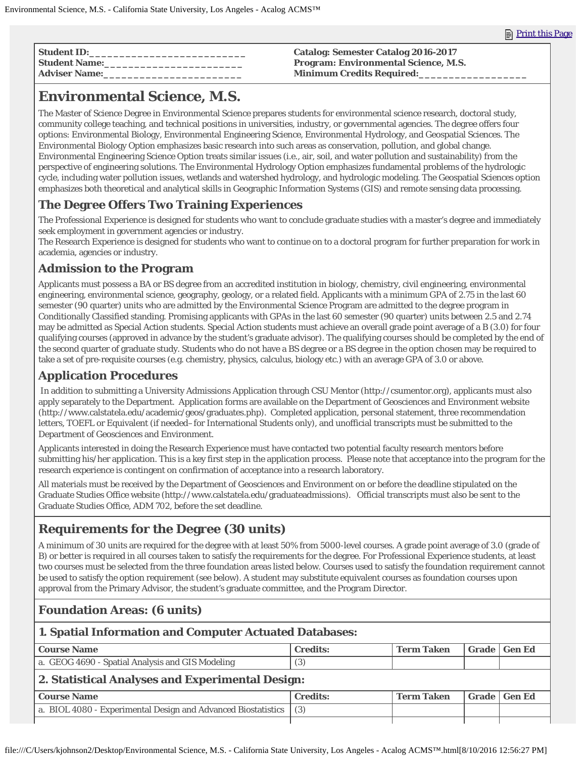Print this Page

**Student ID:**___________________________
**Student Name:**________________________
**Adviser Name:**________________________

**Catalog: Semester Catalog 2016-2017**
**Program: Environmental Science, M.S.**
**Minimum Credits Required:**__________________

# Environmental Science, M.S.

The Master of Science Degree in Environmental Science prepares students for environmental science research, doctoral study, community college teaching, and technical positions in universities, industry, or governmental agencies. The degree offers four options: Environmental Biology, Environmental Engineering Science, Environmental Hydrology, and Geospatial Sciences. The Environmental Biology Option emphasizes basic research into such areas as conservation, pollution, and global change. Environmental Engineering Science Option treats similar issues (i.e., air, soil, and water pollution and sustainability) from the perspective of engineering solutions. The Environmental Hydrology Option emphasizes fundamental problems of the hydrologic cycle, including water pollution issues, wetlands and watershed hydrology, and hydrologic modeling. The Geospatial Sciences option emphasizes both theoretical and analytical skills in Geographic Information Systems (GIS) and remote sensing data processing.

## The Degree Offers Two Training Experiences

The Professional Experience is designed for students who want to conclude graduate studies with a master's degree and immediately seek employment in government agencies or industry.
The Research Experience is designed for students who want to continue on to a doctoral program for further preparation for work in academia, agencies or industry.

## Admission to the Program

Applicants must possess a BA or BS degree from an accredited institution in biology, chemistry, civil engineering, environmental engineering, environmental science, geography, geology, or a related field. Applicants with a minimum GPA of 2.75 in the last 60 semester (90 quarter) units who are admitted by the Environmental Science Program are admitted to the degree program in Conditionally Classified standing. Promising applicants with GPAs in the last 60 semester (90 quarter) units between 2.5 and 2.74 may be admitted as Special Action students. Special Action students must achieve an overall grade point average of a B (3.0) for four qualifying courses (approved in advance by the student's graduate advisor). The qualifying courses should be completed by the end of the second quarter of graduate study. Students who do not have a BS degree or a BS degree in the option chosen may be required to take a set of pre-requisite courses (e.g. chemistry, physics, calculus, biology etc.) with an average GPA of 3.0 or above.

## Application Procedures

In addition to submitting a University Admissions Application through CSU Mentor (http://csumentor.org), applicants must also apply separately to the Department. Application forms are available on the Department of Geosciences and Environment website (http://www.calstatela.edu/academic/geos/graduates.php). Completed application, personal statement, three recommendation letters, TOEFL or Equivalent (if needed– for International Students only), and unofficial transcripts must be submitted to the Department of Geosciences and Environment.

Applicants interested in doing the Research Experience must have contacted two potential faculty research mentors before submitting his/her application. This is a key first step in the application process. Please note that acceptance into the program for the research experience is contingent on confirmation of acceptance into a research laboratory.

All materials must be received by the Department of Geosciences and Environment on or before the deadline stipulated on the Graduate Studies Office website (http://www.calstatela.edu/graduateadmissions). Official transcripts must also be sent to the Graduate Studies Office, ADM 702, before the set deadline.

## Requirements for the Degree (30 units)

A minimum of 30 units are required for the degree with at least 50% from 5000-level courses. A grade point average of 3.0 (grade of B) or better is required in all courses taken to satisfy the requirements for the degree. For Professional Experience students, at least two courses must be selected from the three foundation areas listed below. Courses used to satisfy the foundation requirement cannot be used to satisfy the option requirement (see below). A student may substitute equivalent courses as foundation courses upon approval from the Primary Advisor, the student's graduate committee, and the Program Director.

## Foundation Areas: (6 units)

### 1. Spatial Information and Computer Actuated Databases:

| Course Name | Credits: | Term Taken | Grade | Gen Ed |
|---|---|---|---|---|
| a. GEOG 4690 - Spatial Analysis and GIS Modeling | (3) | | | |

### 2. Statistical Analyses and Experimental Design:

| Course Name | Credits: | Term Taken | Grade | Gen Ed |
|---|---|---|---|---|
| a. BIOL 4080 - Experimental Design and Advanced Biostatistics | (3) | | | |
| | | | | |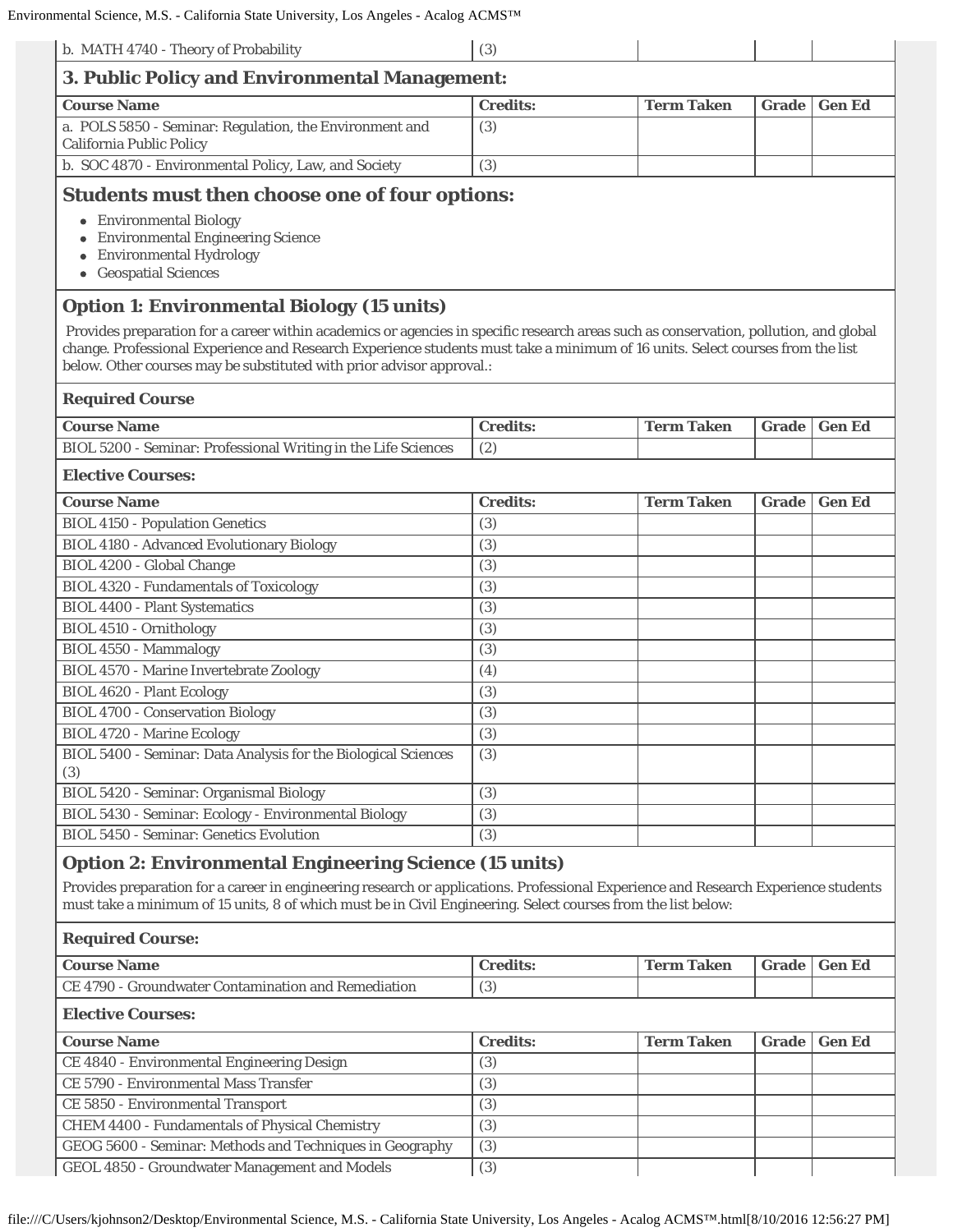| | | | | |
|---|---|---|---|---|
| b. MATH 4740 - Theory of Probability | (3) | | | |

### 3. Public Policy and Environmental Management:

| Course Name | Credits: | Term Taken | Grade | Gen Ed |
|---|---|---|---|---|
| a. POLS 5850 - Seminar: Regulation, the Environment and California Public Policy | (3) | | | |
| b. SOC 4870 - Environmental Policy, Law, and Society | (3) | | | |

## Students must then choose one of four options:

- Environmental Biology
- Environmental Engineering Science
- Environmental Hydrology
- Geospatial Sciences

### Option 1: Environmental Biology (15 units)

Provides preparation for a career within academics or agencies in specific research areas such as conservation, pollution, and global change. Professional Experience and Research Experience students must take a minimum of 16 units. Select courses from the list below. Other courses may be substituted with prior advisor approval.:

**Required Course**

| Course Name | Credits: | Term Taken | Grade | Gen Ed |
|---|---|---|---|---|
| BIOL 5200 - Seminar: Professional Writing in the Life Sciences | (2) | | | |

**Elective Courses:**

| Course Name | Credits: | Term Taken | Grade | Gen Ed |
|---|---|---|---|---|
| BIOL 4150 - Population Genetics | (3) | | | |
| BIOL 4180 - Advanced Evolutionary Biology | (3) | | | |
| BIOL 4200 - Global Change | (3) | | | |
| BIOL 4320 - Fundamentals of Toxicology | (3) | | | |
| BIOL 4400 - Plant Systematics | (3) | | | |
| BIOL 4510 - Ornithology | (3) | | | |
| BIOL 4550 - Mammalogy | (3) | | | |
| BIOL 4570 - Marine Invertebrate Zoology | (4) | | | |
| BIOL 4620 - Plant Ecology | (3) | | | |
| BIOL 4700 - Conservation Biology | (3) | | | |
| BIOL 4720 - Marine Ecology | (3) | | | |
| BIOL 5400 - Seminar: Data Analysis for the Biological Sciences (3) | (3) | | | |
| BIOL 5420 - Seminar: Organismal Biology | (3) | | | |
| BIOL 5430 - Seminar: Ecology - Environmental Biology | (3) | | | |
| BIOL 5450 - Seminar: Genetics Evolution | (3) | | | |

### Option 2: Environmental Engineering Science (15 units)

Provides preparation for a career in engineering research or applications. Professional Experience and Research Experience students must take a minimum of 15 units, 8 of which must be in Civil Engineering. Select courses from the list below:

**Required Course:**

| Course Name | Credits: | Term Taken | Grade | Gen Ed |
|---|---|---|---|---|
| CE 4790 - Groundwater Contamination and Remediation | (3) | | | |

**Elective Courses:**

| Course Name | Credits: | Term Taken | Grade | Gen Ed |
|---|---|---|---|---|
| CE 4840 - Environmental Engineering Design | (3) | | | |
| CE 5790 - Environmental Mass Transfer | (3) | | | |
| CE 5850 - Environmental Transport | (3) | | | |
| CHEM 4400 - Fundamentals of Physical Chemistry | (3) | | | |
| GEOG 5600 - Seminar: Methods and Techniques in Geography | (3) | | | |
| GEOL 4850 - Groundwater Management and Models | (3) | | | |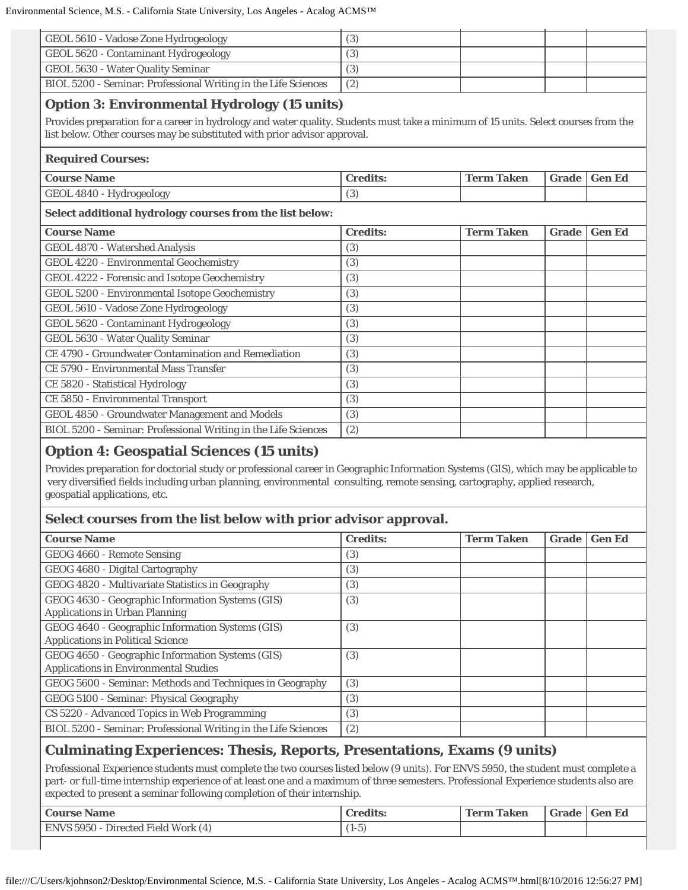| Course Name | Credits: | Term Taken | Grade | Gen Ed |
| --- | --- | --- | --- | --- |
| GEOL 5610 - Vadose Zone Hydrogeology | (3) | | | |
| GEOL 5620 - Contaminant Hydrogeology | (3) | | | |
| GEOL 5630 - Water Quality Seminar | (3) | | | |
| BIOL 5200 - Seminar: Professional Writing in the Life Sciences | (2) | | | |

## Option 3: Environmental Hydrology (15 units)

Provides preparation for a career in hydrology and water quality. Students must take a minimum of 15 units. Select courses from the list below. Other courses may be substituted with prior advisor approval.

**Required Courses:**

| Course Name | Credits: | Term Taken | Grade | Gen Ed |
| --- | --- | --- | --- | --- |
| GEOL 4840 - Hydrogeology | (3) | | | |

**Select additional hydrology courses from the list below:**

| Course Name | Credits: | Term Taken | Grade | Gen Ed |
| --- | --- | --- | --- | --- |
| GEOL 4870 - Watershed Analysis | (3) | | | |
| GEOL 4220 - Environmental Geochemistry | (3) | | | |
| GEOL 4222 - Forensic and Isotope Geochemistry | (3) | | | |
| GEOL 5200 - Environmental Isotope Geochemistry | (3) | | | |
| GEOL 5610 - Vadose Zone Hydrogeology | (3) | | | |
| GEOL 5620 - Contaminant Hydrogeology | (3) | | | |
| GEOL 5630 - Water Quality Seminar | (3) | | | |
| CE 4790 - Groundwater Contamination and Remediation | (3) | | | |
| CE 5790 - Environmental Mass Transfer | (3) | | | |
| CE 5820 - Statistical Hydrology | (3) | | | |
| CE 5850 - Environmental Transport | (3) | | | |
| GEOL 4850 - Groundwater Management and Models | (3) | | | |
| BIOL 5200 - Seminar: Professional Writing in the Life Sciences | (2) | | | |

## Option 4: Geospatial Sciences (15 units)

Provides preparation for doctorial study or professional career in Geographic Information Systems (GIS), which may be applicable to very diversified fields including urban planning, environmental consulting, remote sensing, cartography, applied research, geospatial applications, etc.

### Select courses from the list below with prior advisor approval.

| Course Name | Credits: | Term Taken | Grade | Gen Ed |
| --- | --- | --- | --- | --- |
| GEOG 4660 - Remote Sensing | (3) | | | |
| GEOG 4680 - Digital Cartography | (3) | | | |
| GEOG 4820 - Multivariate Statistics in Geography | (3) | | | |
| GEOG 4630 - Geographic Information Systems (GIS) Applications in Urban Planning | (3) | | | |
| GEOG 4640 - Geographic Information Systems (GIS) Applications in Political Science | (3) | | | |
| GEOG 4650 - Geographic Information Systems (GIS) Applications in Environmental Studies | (3) | | | |
| GEOG 5600 - Seminar: Methods and Techniques in Geography | (3) | | | |
| GEOG 5100 - Seminar: Physical Geography | (3) | | | |
| CS 5220 - Advanced Topics in Web Programming | (3) | | | |
| BIOL 5200 - Seminar: Professional Writing in the Life Sciences | (2) | | | |

## Culminating Experiences: Thesis, Reports, Presentations, Exams (9 units)

Professional Experience students must complete the two courses listed below (9 units). For ENVS 5950, the student must complete a part- or full-time internship experience of at least one and a maximum of three semesters. Professional Experience students also are expected to present a seminar following completion of their internship.

| Course Name | Credits: | Term Taken | Grade | Gen Ed |
| --- | --- | --- | --- | --- |
| ENVS 5950 - Directed Field Work (4) | (1-5) | | | |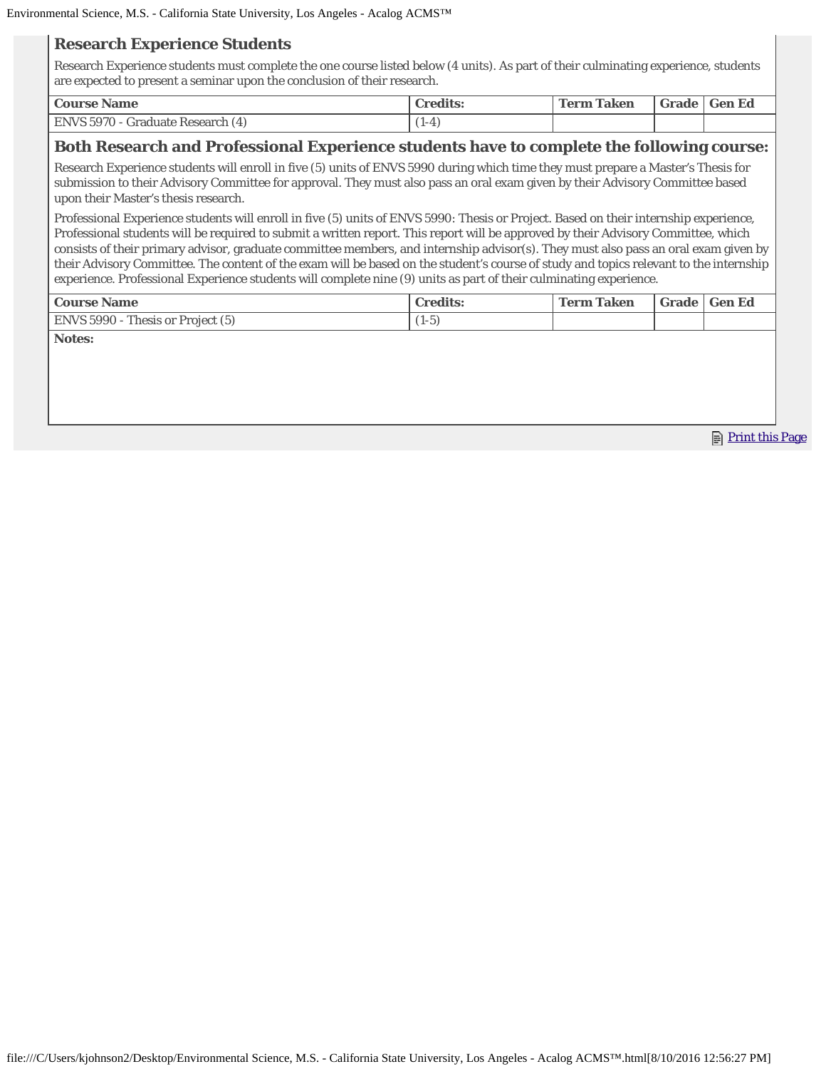### Research Experience Students

Research Experience students must complete the one course listed below (4 units). As part of their culminating experience, students are expected to present a seminar upon the conclusion of their research.

| Course Name | Credits: | Term Taken | Grade | Gen Ed |
|---|---|---|---|---|
| ENVS 5970 - Graduate Research (4) | (1-4) | | | |

### Both Research and Professional Experience students have to complete the following course:

Research Experience students will enroll in five (5) units of ENVS 5990 during which time they must prepare a Master's Thesis for submission to their Advisory Committee for approval. They must also pass an oral exam given by their Advisory Committee based upon their Master's thesis research.

Professional Experience students will enroll in five (5) units of ENVS 5990: Thesis or Project. Based on their internship experience, Professional students will be required to submit a written report. This report will be approved by their Advisory Committee, which consists of their primary advisor, graduate committee members, and internship advisor(s). They must also pass an oral exam given by their Advisory Committee. The content of the exam will be based on the student's course of study and topics relevant to the internship experience. Professional Experience students will complete nine (9) units as part of their culminating experience.

| Course Name | Credits: | Term Taken | Grade | Gen Ed |
|---|---|---|---|---|
| ENVS 5990 - Thesis or Project (5) | (1-5) | | | |

**Notes:**

Print this Page